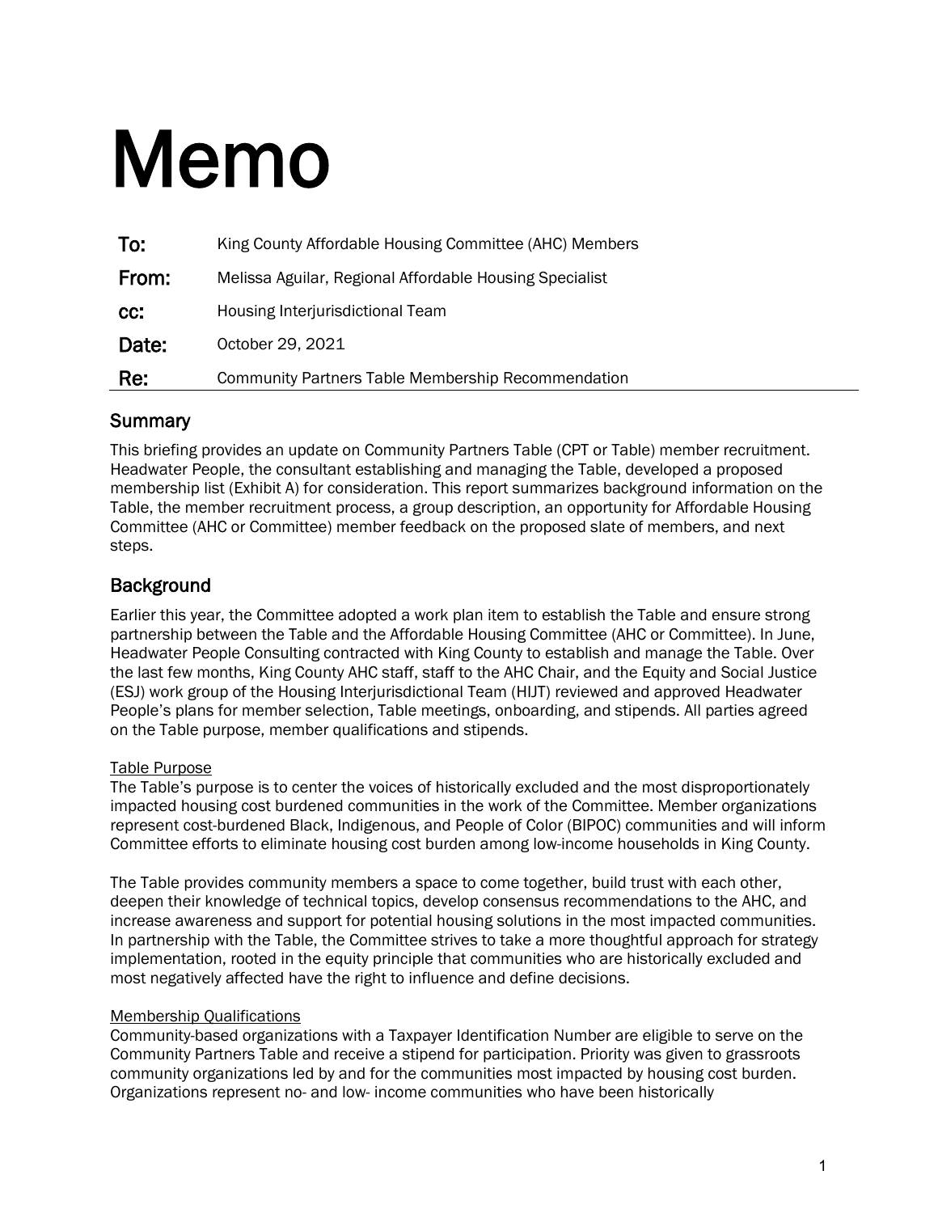# Memo

| | |
|---|---|
| **To:** | King County Affordable Housing Committee (AHC) Members |
| **From:** | Melissa Aguilar, Regional Affordable Housing Specialist |
| **cc:** | Housing Interjurisdictional Team |
| **Date:** | October 29, 2021 |
| **Re:** | Community Partners Table Membership Recommendation |

## Summary

This briefing provides an update on Community Partners Table (CPT or Table) member recruitment. Headwater People, the consultant establishing and managing the Table, developed a proposed membership list (Exhibit A) for consideration. This report summarizes background information on the Table, the member recruitment process, a group description, an opportunity for Affordable Housing Committee (AHC or Committee) member feedback on the proposed slate of members, and next steps.

## Background

Earlier this year, the Committee adopted a work plan item to establish the Table and ensure strong partnership between the Table and the Affordable Housing Committee (AHC or Committee). In June, Headwater People Consulting contracted with King County to establish and manage the Table. Over the last few months, King County AHC staff, staff to the AHC Chair, and the Equity and Social Justice (ESJ) work group of the Housing Interjurisdictional Team (HIJT) reviewed and approved Headwater People's plans for member selection, Table meetings, onboarding, and stipends. All parties agreed on the Table purpose, member qualifications and stipends.

<u>Table Purpose</u>

The Table's purpose is to center the voices of historically excluded and the most disproportionately impacted housing cost burdened communities in the work of the Committee. Member organizations represent cost-burdened Black, Indigenous, and People of Color (BIPOC) communities and will inform Committee efforts to eliminate housing cost burden among low-income households in King County.

The Table provides community members a space to come together, build trust with each other, deepen their knowledge of technical topics, develop consensus recommendations to the AHC, and increase awareness and support for potential housing solutions in the most impacted communities. In partnership with the Table, the Committee strives to take a more thoughtful approach for strategy implementation, rooted in the equity principle that communities who are historically excluded and most negatively affected have the right to influence and define decisions.

<u>Membership Qualifications</u>

Community-based organizations with a Taxpayer Identification Number are eligible to serve on the Community Partners Table and receive a stipend for participation. Priority was given to grassroots community organizations led by and for the communities most impacted by housing cost burden. Organizations represent no- and low- income communities who have been historically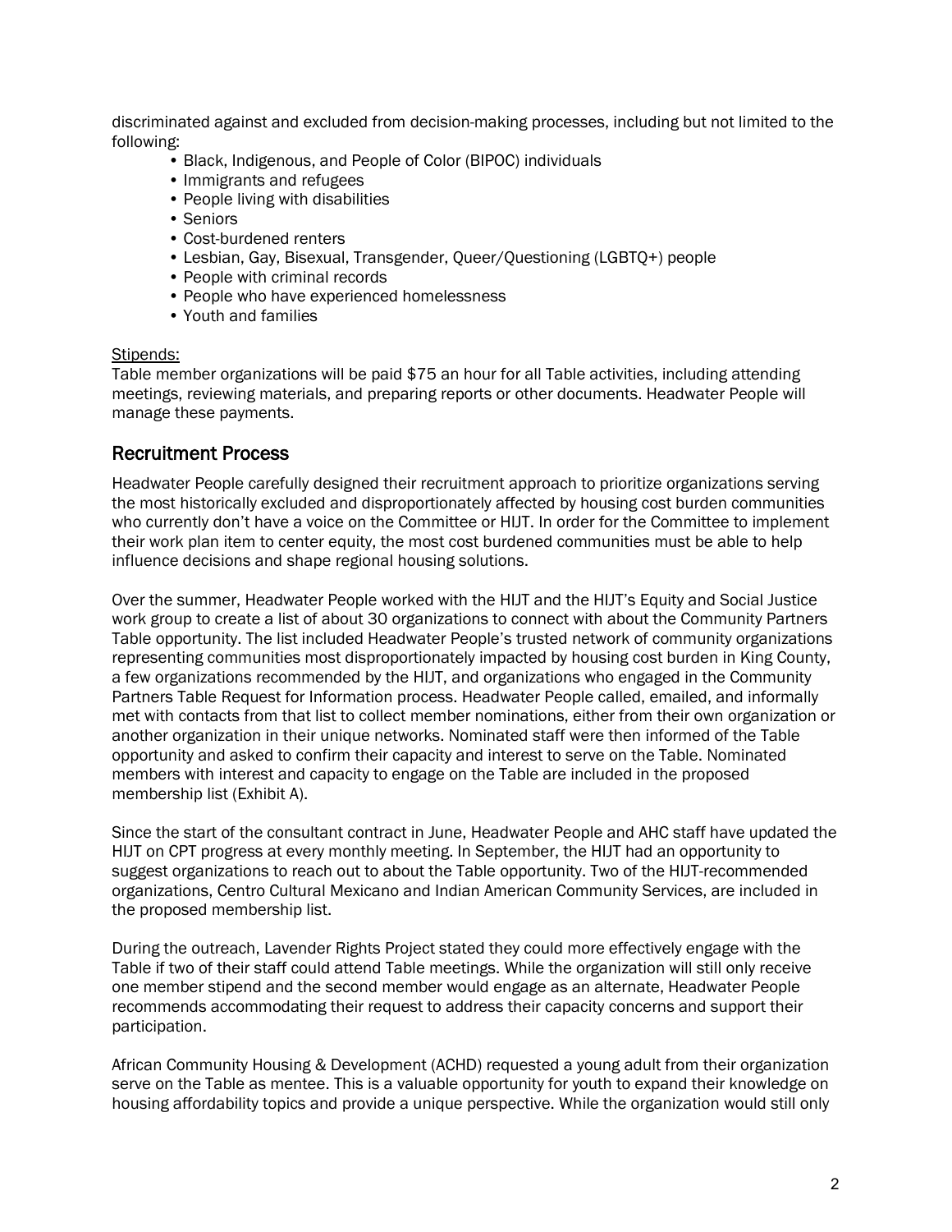discriminated against and excluded from decision-making processes, including but not limited to the following:

- Black, Indigenous, and People of Color (BIPOC) individuals
- Immigrants and refugees
- People living with disabilities
- Seniors
- Cost-burdened renters
- Lesbian, Gay, Bisexual, Transgender, Queer/Questioning (LGBTQ+) people
- People with criminal records
- People who have experienced homelessness
- Youth and families

<u>Stipends:</u>
Table member organizations will be paid $75 an hour for all Table activities, including attending meetings, reviewing materials, and preparing reports or other documents. Headwater People will manage these payments.

## Recruitment Process

Headwater People carefully designed their recruitment approach to prioritize organizations serving the most historically excluded and disproportionately affected by housing cost burden communities who currently don't have a voice on the Committee or HIJT. In order for the Committee to implement their work plan item to center equity, the most cost burdened communities must be able to help influence decisions and shape regional housing solutions.

Over the summer, Headwater People worked with the HIJT and the HIJT's Equity and Social Justice work group to create a list of about 30 organizations to connect with about the Community Partners Table opportunity. The list included Headwater People's trusted network of community organizations representing communities most disproportionately impacted by housing cost burden in King County, a few organizations recommended by the HIJT, and organizations who engaged in the Community Partners Table Request for Information process. Headwater People called, emailed, and informally met with contacts from that list to collect member nominations, either from their own organization or another organization in their unique networks. Nominated staff were then informed of the Table opportunity and asked to confirm their capacity and interest to serve on the Table. Nominated members with interest and capacity to engage on the Table are included in the proposed membership list (Exhibit A).

Since the start of the consultant contract in June, Headwater People and AHC staff have updated the HIJT on CPT progress at every monthly meeting. In September, the HIJT had an opportunity to suggest organizations to reach out to about the Table opportunity. Two of the HIJT-recommended organizations, Centro Cultural Mexicano and Indian American Community Services, are included in the proposed membership list.

During the outreach, Lavender Rights Project stated they could more effectively engage with the Table if two of their staff could attend Table meetings. While the organization will still only receive one member stipend and the second member would engage as an alternate, Headwater People recommends accommodating their request to address their capacity concerns and support their participation.

African Community Housing & Development (ACHD) requested a young adult from their organization serve on the Table as mentee. This is a valuable opportunity for youth to expand their knowledge on housing affordability topics and provide a unique perspective. While the organization would still only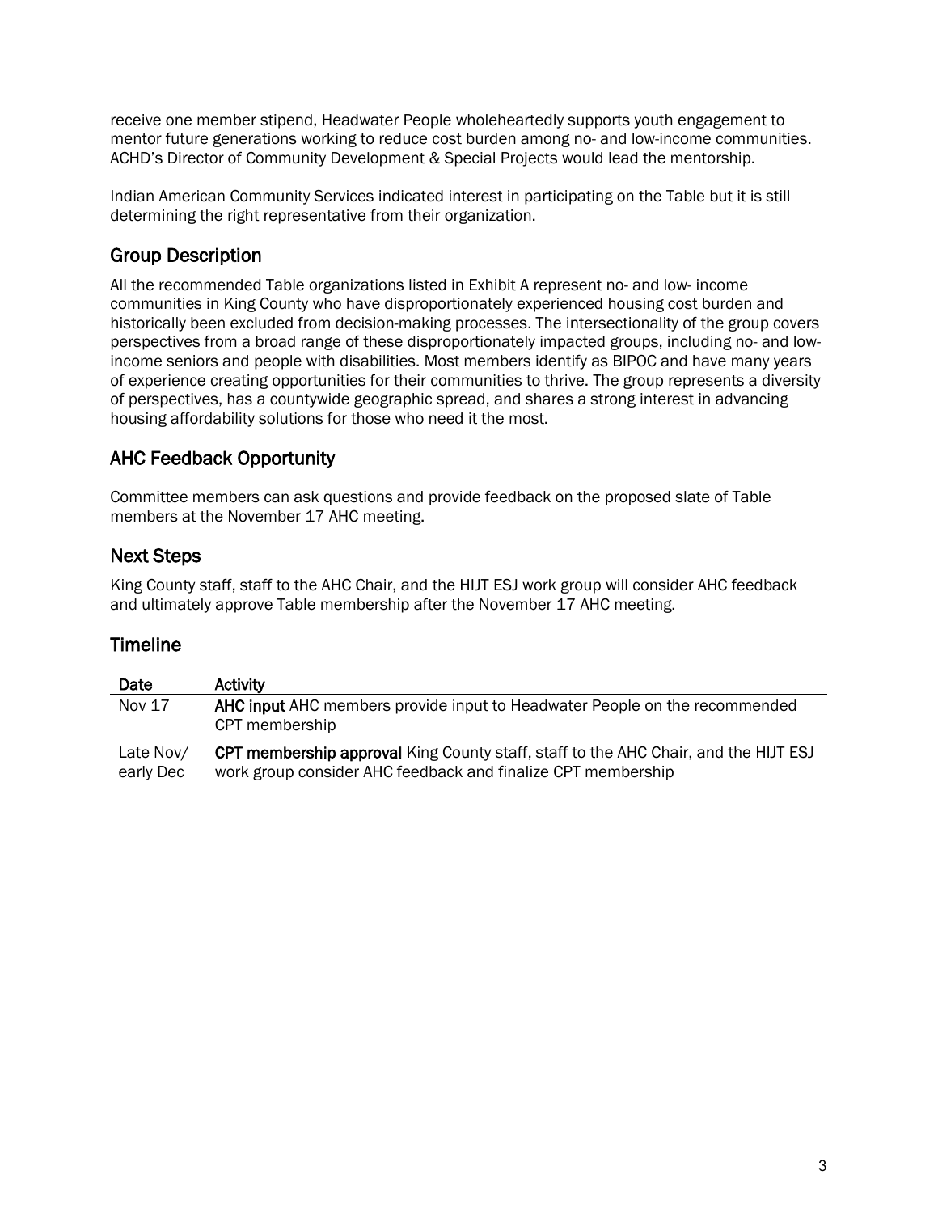receive one member stipend, Headwater People wholeheartedly supports youth engagement to mentor future generations working to reduce cost burden among no- and low-income communities. ACHD's Director of Community Development & Special Projects would lead the mentorship.

Indian American Community Services indicated interest in participating on the Table but it is still determining the right representative from their organization.

## Group Description

All the recommended Table organizations listed in Exhibit A represent no- and low- income communities in King County who have disproportionately experienced housing cost burden and historically been excluded from decision-making processes. The intersectionality of the group covers perspectives from a broad range of these disproportionately impacted groups, including no- and low-income seniors and people with disabilities. Most members identify as BIPOC and have many years of experience creating opportunities for their communities to thrive. The group represents a diversity of perspectives, has a countywide geographic spread, and shares a strong interest in advancing housing affordability solutions for those who need it the most.

## AHC Feedback Opportunity

Committee members can ask questions and provide feedback on the proposed slate of Table members at the November 17 AHC meeting.

## Next Steps

King County staff, staff to the AHC Chair, and the HIJT ESJ work group will consider AHC feedback and ultimately approve Table membership after the November 17 AHC meeting.

## Timeline

| Date | Activity |
|---|---|
| Nov 17 | **AHC input** AHC members provide input to Headwater People on the recommended CPT membership |
| Late Nov/ early Dec | **CPT membership approval** King County staff, staff to the AHC Chair, and the HIJT ESJ work group consider AHC feedback and finalize CPT membership |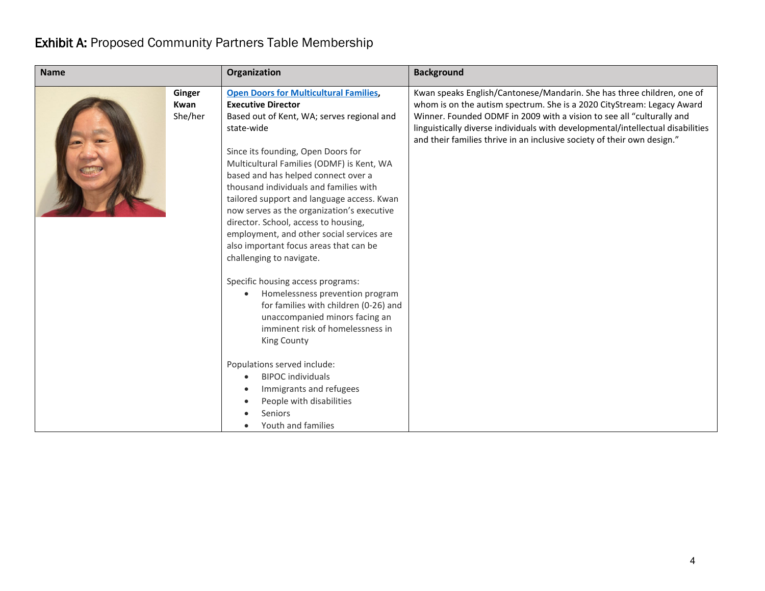# Exhibit A: Proposed Community Partners Table Membership

| Name | Organization | Background |
| --- | --- | --- |
| **Ginger Kwan** She/her | **[Open Doors for Multicultural Families](), Executive Director**<br>Based out of Kent, WA; serves regional and state-wide<br><br>Since its founding, Open Doors for Multicultural Families (ODMF) is Kent, WA based and has helped connect over a thousand individuals and families with tailored support and language access. Kwan now serves as the organization's executive director. School, access to housing, employment, and other social services are also important focus areas that can be challenging to navigate.<br><br>Specific housing access programs:<br>• Homelessness prevention program for families with children (0-26) and unaccompanied minors facing an imminent risk of homelessness in King County<br><br>Populations served include:<br>• BIPOC individuals<br>• Immigrants and refugees<br>• People with disabilities<br>• Seniors<br>• Youth and families | Kwan speaks English/Cantonese/Mandarin. She has three children, one of whom is on the autism spectrum. She is a 2020 CityStream: Legacy Award Winner. Founded ODMF in 2009 with a vision to see all "culturally and linguistically diverse individuals with developmental/intellectual disabilities and their families thrive in an inclusive society of their own design." |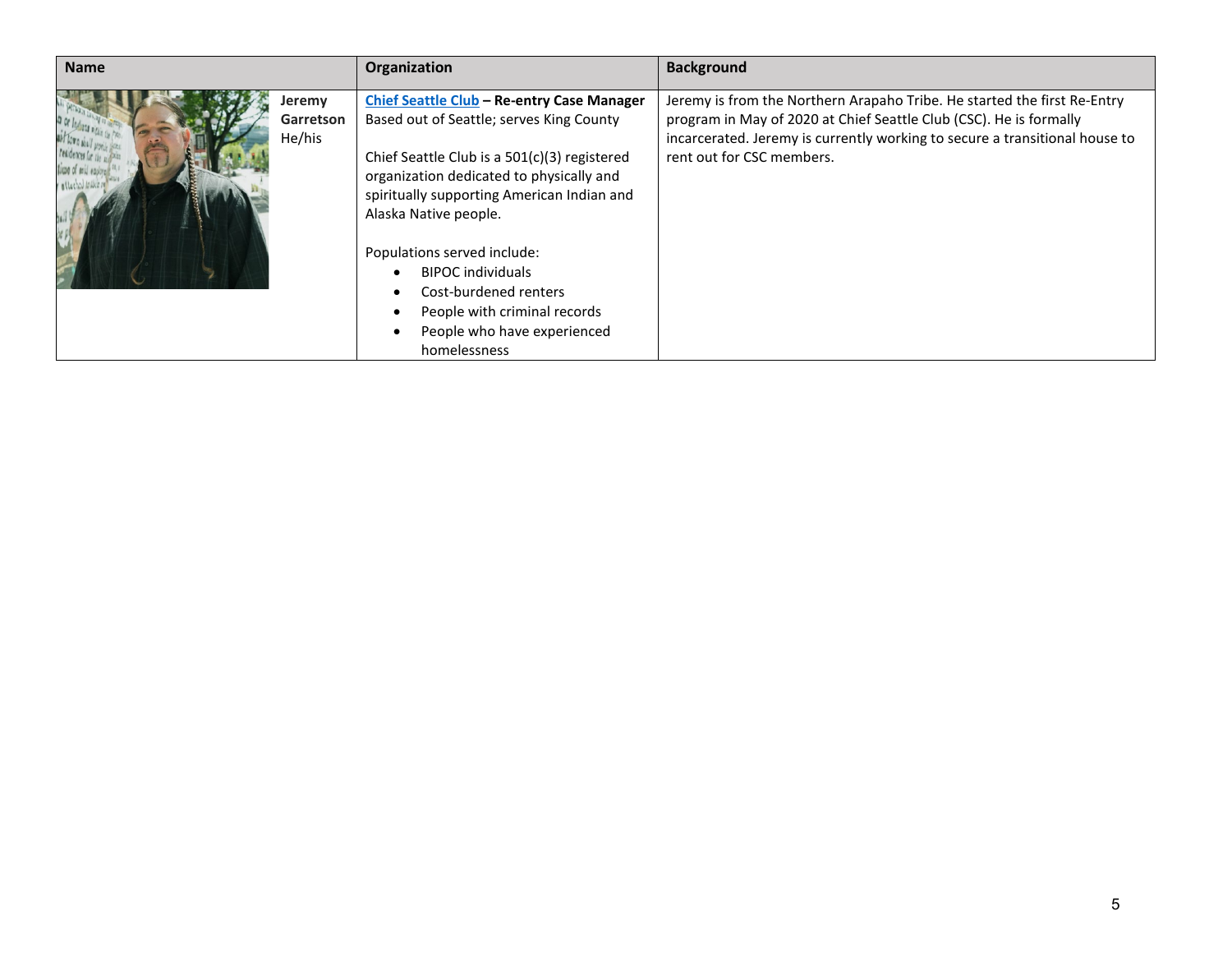| Name | Organization | Background |
| --- | --- | --- |
| **Jeremy Garretson** He/his | **Chief Seattle Club – Re-entry Case Manager** Based out of Seattle; serves King County<br><br>Chief Seattle Club is a 501(c)(3) registered organization dedicated to physically and spiritually supporting American Indian and Alaska Native people.<br><br>Populations served include:<br>• BIPOC individuals<br>• Cost-burdened renters<br>• People with criminal records<br>• People who have experienced homelessness | Jeremy is from the Northern Arapaho Tribe. He started the first Re-Entry program in May of 2020 at Chief Seattle Club (CSC). He is formally incarcerated. Jeremy is currently working to secure a transitional house to rent out for CSC members. |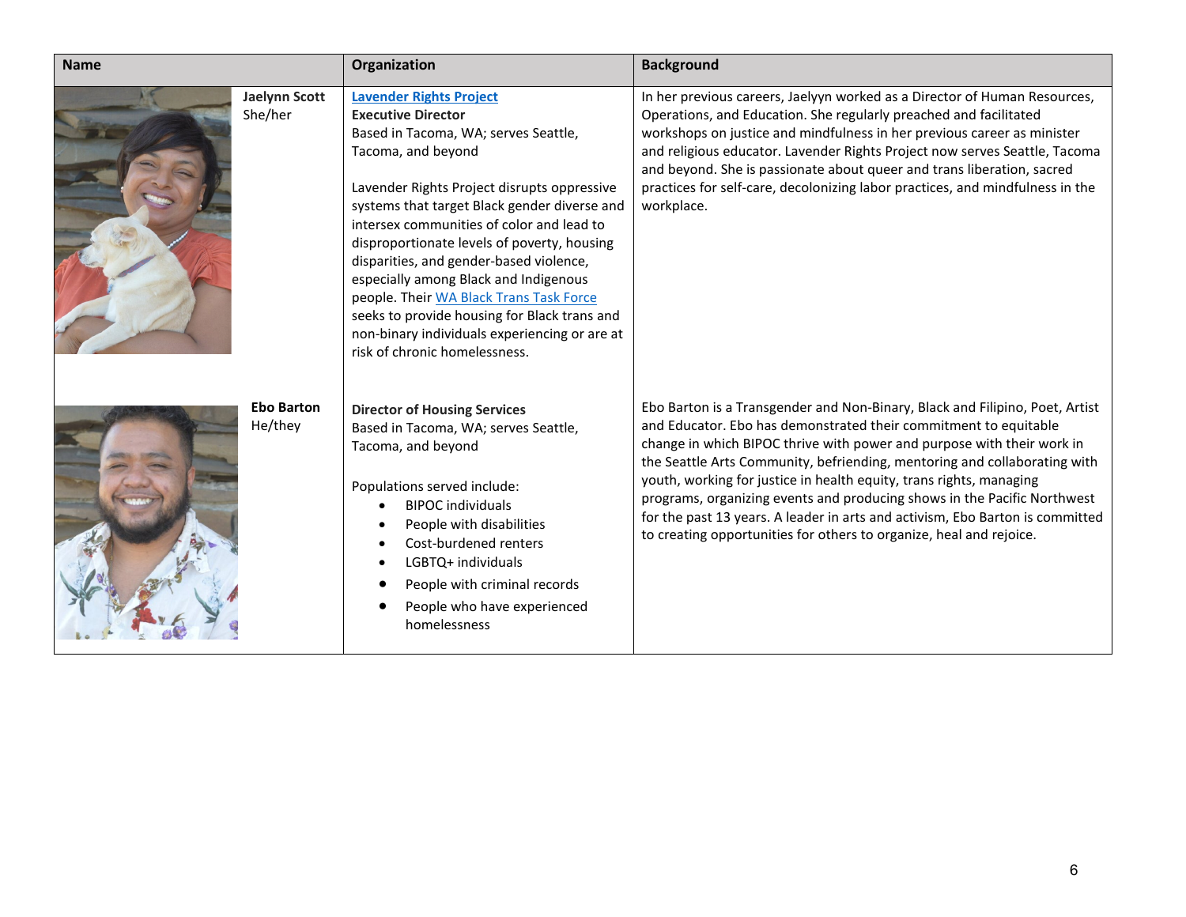| Name | Organization | Background |
| --- | --- | --- |
| **Jaelynn Scott** She/her | **Lavender Rights Project** **Executive Director** Based in Tacoma, WA; serves Seattle, Tacoma, and beyond<br><br>Lavender Rights Project disrupts oppressive systems that target Black gender diverse and intersex communities of color and lead to disproportionate levels of poverty, housing disparities, and gender-based violence, especially among Black and Indigenous people. Their WA Black Trans Task Force seeks to provide housing for Black trans and non-binary individuals experiencing or are at risk of chronic homelessness. | In her previous careers, Jaelyyn worked as a Director of Human Resources, Operations, and Education. She regularly preached and facilitated workshops on justice and mindfulness in her previous career as minister and religious educator. Lavender Rights Project now serves Seattle, Tacoma and beyond. She is passionate about queer and trans liberation, sacred practices for self-care, decolonizing labor practices, and mindfulness in the workplace. |
| **Ebo Barton** He/they | **Director of Housing Services** Based in Tacoma, WA; serves Seattle, Tacoma, and beyond<br><br>Populations served include:<br>• BIPOC individuals<br>• People with disabilities<br>• Cost-burdened renters<br>• LGBTQ+ individuals<br>• People with criminal records<br>• People who have experienced homelessness | Ebo Barton is a Transgender and Non-Binary, Black and Filipino, Poet, Artist and Educator. Ebo has demonstrated their commitment to equitable change in which BIPOC thrive with power and purpose with their work in the Seattle Arts Community, befriending, mentoring and collaborating with youth, working for justice in health equity, trans rights, managing programs, organizing events and producing shows in the Pacific Northwest for the past 13 years. A leader in arts and activism, Ebo Barton is committed to creating opportunities for others to organize, heal and rejoice. |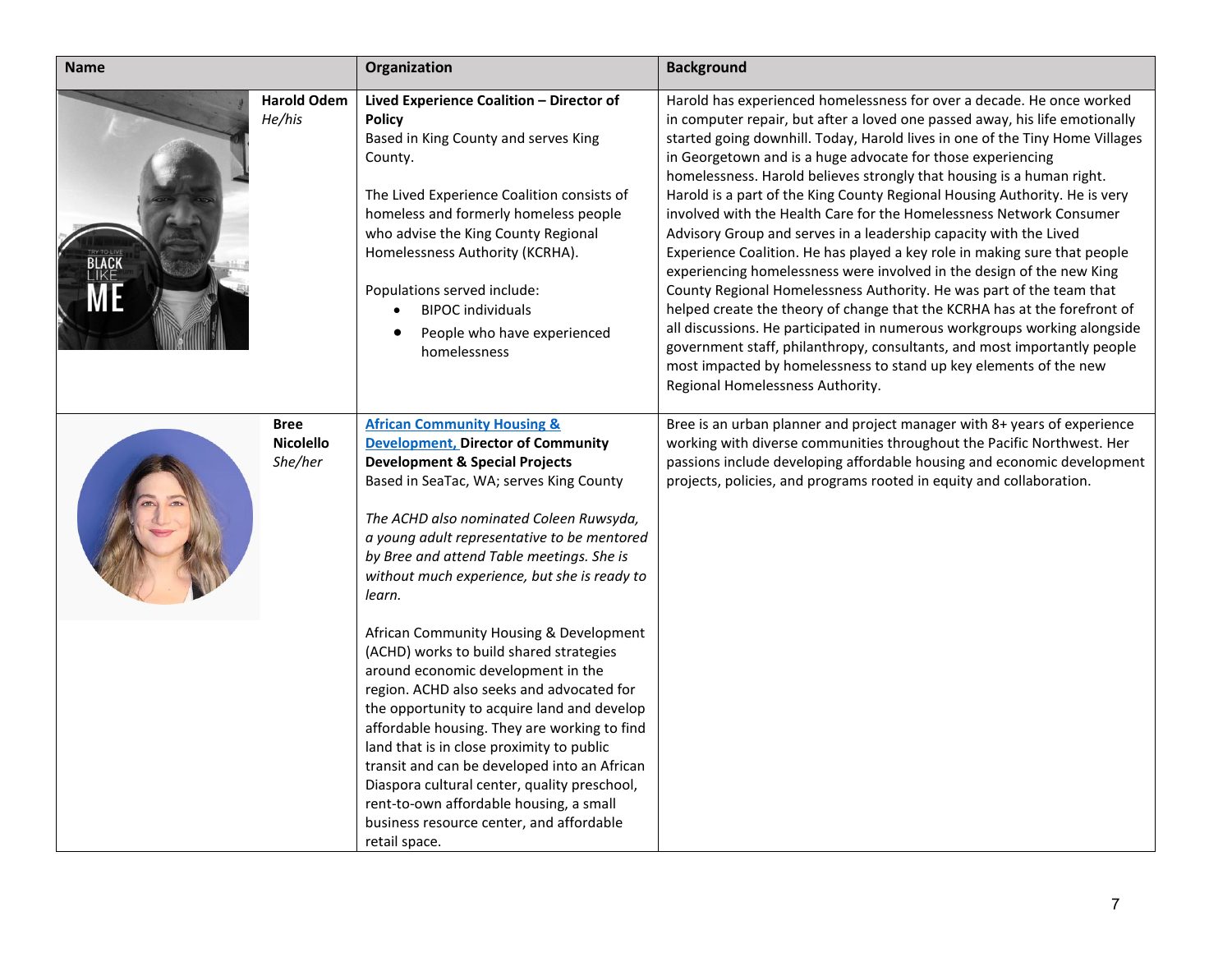| Name | Organization | Background |
|---|---|---|
| **Harold Odem**<br>*He/his* | **Lived Experience Coalition – Director of Policy**<br>Based in King County and serves King County.<br><br>The Lived Experience Coalition consists of homeless and formerly homeless people who advise the King County Regional Homelessness Authority (KCRHA).<br><br>Populations served include:<br>• BIPOC individuals<br>• People who have experienced homelessness | Harold has experienced homelessness for over a decade. He once worked in computer repair, but after a loved one passed away, his life emotionally started going downhill. Today, Harold lives in one of the Tiny Home Villages in Georgetown and is a huge advocate for those experiencing homelessness. Harold believes strongly that housing is a human right. Harold is a part of the King County Regional Housing Authority. He is very involved with the Health Care for the Homelessness Network Consumer Advisory Group and serves in a leadership capacity with the Lived Experience Coalition. He has played a key role in making sure that people experiencing homelessness were involved in the design of the new King County Regional Homelessness Authority. He was part of the team that helped create the theory of change that the KCRHA has at the forefront of all discussions. He participated in numerous workgroups working alongside government staff, philanthropy, consultants, and most importantly people most impacted by homelessness to stand up key elements of the new Regional Homelessness Authority. |
| **Bree Nicolello**<br>*She/her* | **African Community Housing & Development, Director of Community Development & Special Projects**<br>Based in SeaTac, WA; serves King County<br><br>*The ACHD also nominated Coleen Ruwsyda, a young adult representative to be mentored by Bree and attend Table meetings. She is without much experience, but she is ready to learn.*<br><br>African Community Housing & Development (ACHD) works to build shared strategies around economic development in the region. ACHD also seeks and advocated for the opportunity to acquire land and develop affordable housing. They are working to find land that is in close proximity to public transit and can be developed into an African Diaspora cultural center, quality preschool, rent-to-own affordable housing, a small business resource center, and affordable retail space. | Bree is an urban planner and project manager with 8+ years of experience working with diverse communities throughout the Pacific Northwest. Her passions include developing affordable housing and economic development projects, policies, and programs rooted in equity and collaboration. |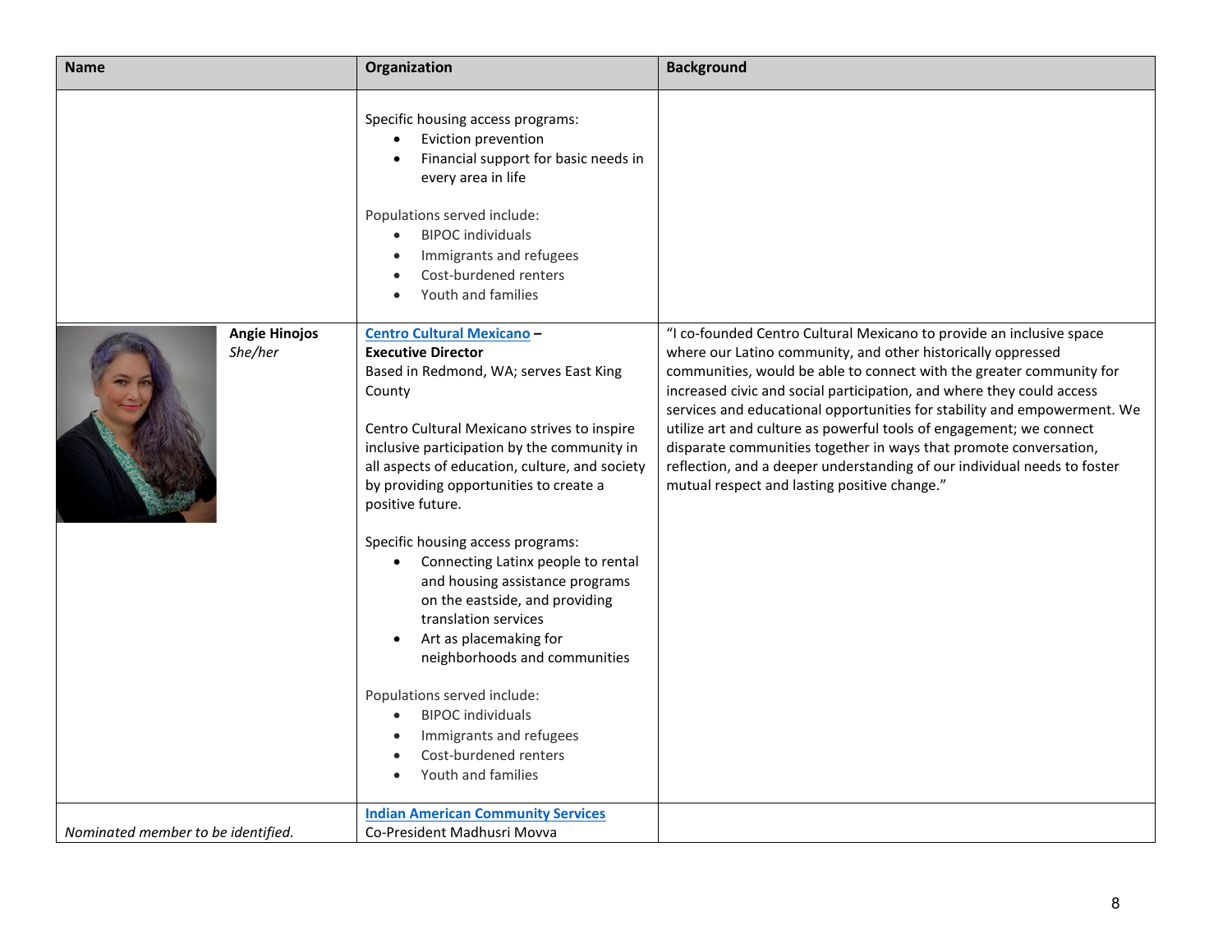| Name | Organization | Background |
|---|---|---|
| | Specific housing access programs:<br>• Eviction prevention<br>• Financial support for basic needs in every area in life<br><br>Populations served include:<br>• BIPOC individuals<br>• Immigrants and refugees<br>• Cost-burdened renters<br>• Youth and families | |
| **Angie Hinojos**<br>*She/her* | Centro Cultural Mexicano – **Executive Director**<br>Based in Redmond, WA; serves East King County<br><br>Centro Cultural Mexicano strives to inspire inclusive participation by the community in all aspects of education, culture, and society by providing opportunities to create a positive future.<br><br>Specific housing access programs:<br>• Connecting Latinx people to rental and housing assistance programs on the eastside, and providing translation services<br>• Art as placemaking for neighborhoods and communities<br><br>Populations served include:<br>• BIPOC individuals<br>• Immigrants and refugees<br>• Cost-burdened renters<br>• Youth and families | "I co-founded Centro Cultural Mexicano to provide an inclusive space where our Latino community, and other historically oppressed communities, would be able to connect with the greater community for increased civic and social participation, and where they could access services and educational opportunities for stability and empowerment. We utilize art and culture as powerful tools of engagement; we connect disparate communities together in ways that promote conversation, reflection, and a deeper understanding of our individual needs to foster mutual respect and lasting positive change." |
| *Nominated member to be identified.* | Indian American Community Services<br>Co-President Madhusri Movva | |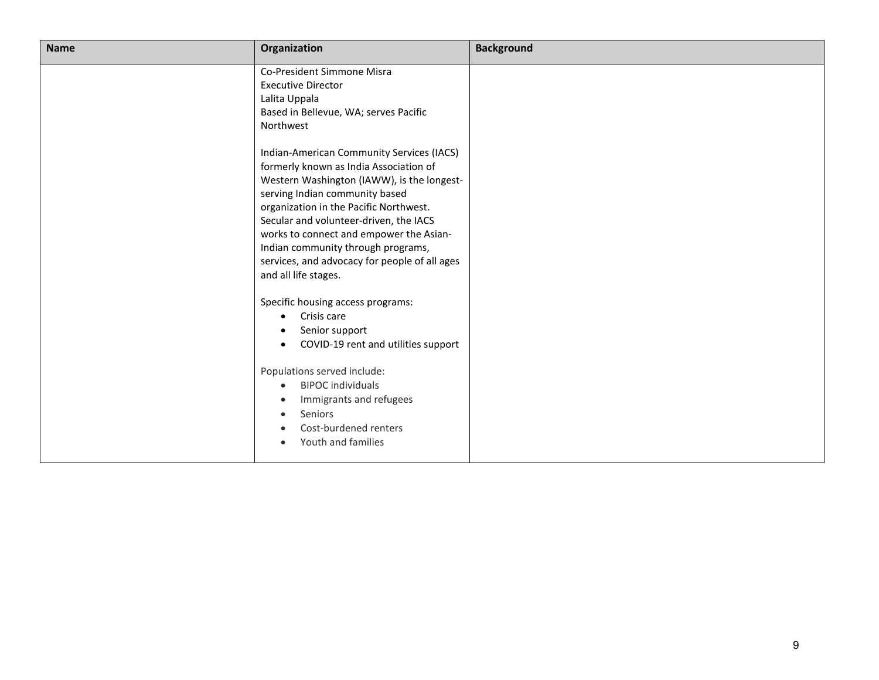| Name | Organization | Background |
|---|---|---|
| | Co-President Simmone Misra<br>Executive Director<br>Lalita Uppala<br>Based in Bellevue, WA; serves Pacific Northwest<br><br>Indian-American Community Services (IACS) formerly known as India Association of Western Washington (IAWW), is the longest-serving Indian community based organization in the Pacific Northwest. Secular and volunteer-driven, the IACS works to connect and empower the Asian-Indian community through programs, services, and advocacy for people of all ages and all life stages.<br><br>Specific housing access programs:<br>• Crisis care<br>• Senior support<br>• COVID-19 rent and utilities support<br><br>Populations served include:<br>• BIPOC individuals<br>• Immigrants and refugees<br>• Seniors<br>• Cost-burdened renters<br>• Youth and families | |